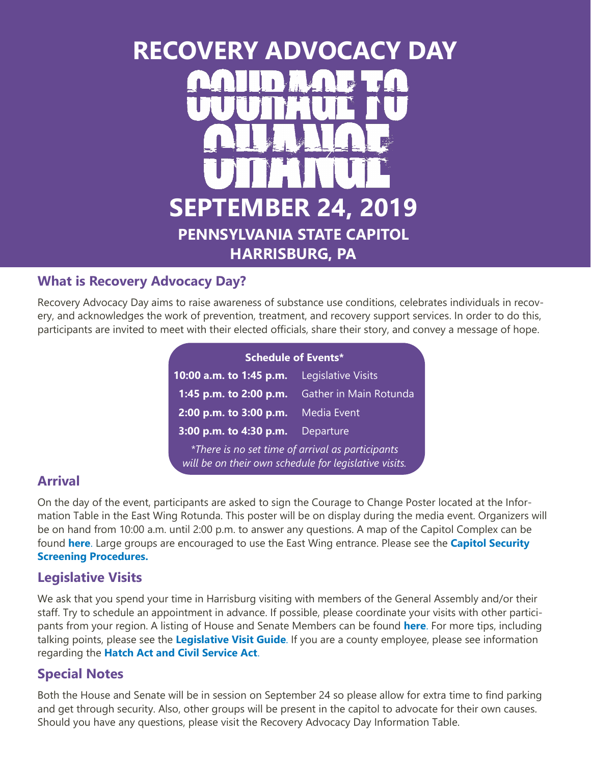# RECOVERY ADVOCACY DAY

# COURAGE TO CHANGE

## SEPTEMBER 24, 2019

### PENNSYLVANIA STATE CAPITOL
### HARRISBURG, PA

## What is Recovery Advocacy Day?

Recovery Advocacy Day aims to raise awareness of substance use conditions, celebrates individuals in recovery, and acknowledges the work of prevention, treatment, and recovery support services. In order to do this, participants are invited to meet with their elected officials, share their story, and convey a message of hope.

| Schedule of Events* | |
|---|---|
| **10:00 a.m. to 1:45 p.m.** | Legislative Visits |
| **1:45 p.m. to 2:00 p.m.** | Gather in Main Rotunda |
| **2:00 p.m. to 3:00 p.m.** | Media Event |
| **3:00 p.m. to 4:30 p.m.** | Departure |

*\*There is no set time of arrival as participants will be on their own schedule for legislative visits.*

## Arrival

On the day of the event, participants are asked to sign the Courage to Change Poster located at the Information Table in the East Wing Rotunda. This poster will be on display during the media event. Organizers will be on hand from 10:00 a.m. until 2:00 p.m. to answer any questions. A map of the Capitol Complex can be found **here**. Large groups are encouraged to use the East Wing entrance. Please see the **Capitol Security Screening Procedures.**

## Legislative Visits

We ask that you spend your time in Harrisburg visiting with members of the General Assembly and/or their staff. Try to schedule an appointment in advance. If possible, please coordinate your visits with other participants from your region. A listing of House and Senate Members can be found **here**. For more tips, including talking points, please see the **Legislative Visit Guide**. If you are a county employee, please see information regarding the **Hatch Act and Civil Service Act**.

## Special Notes

Both the House and Senate will be in session on September 24 so please allow for extra time to find parking and get through security. Also, other groups will be present in the capitol to advocate for their own causes. Should you have any questions, please visit the Recovery Advocacy Day Information Table.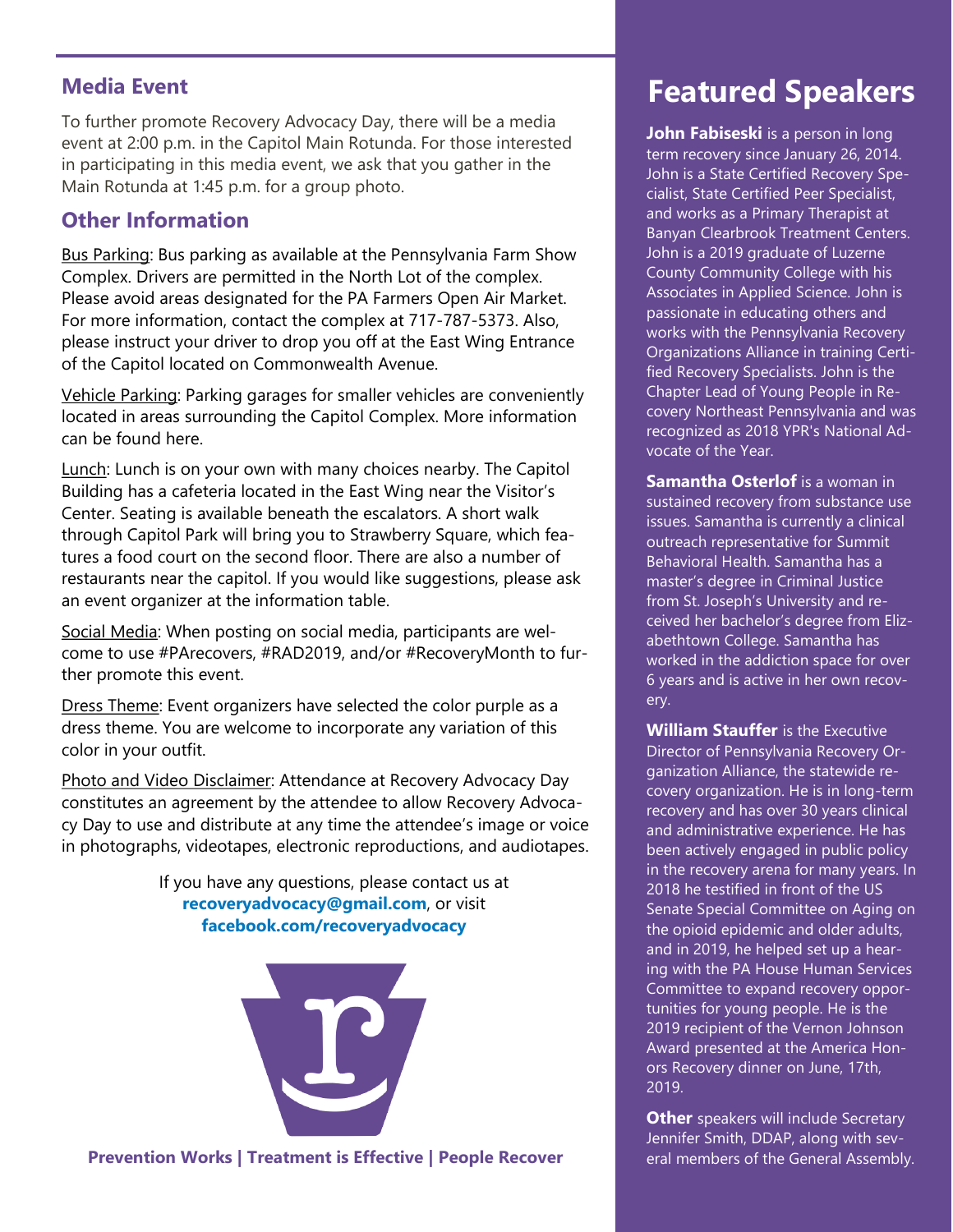## Media Event

To further promote Recovery Advocacy Day, there will be a media event at 2:00 p.m. in the Capitol Main Rotunda. For those interested in participating in this media event, we ask that you gather in the Main Rotunda at 1:45 p.m. for a group photo.

## Other Information

Bus Parking: Bus parking as available at the Pennsylvania Farm Show Complex. Drivers are permitted in the North Lot of the complex. Please avoid areas designated for the PA Farmers Open Air Market. For more information, contact the complex at 717-787-5373. Also, please instruct your driver to drop you off at the East Wing Entrance of the Capitol located on Commonwealth Avenue.

Vehicle Parking: Parking garages for smaller vehicles are conveniently located in areas surrounding the Capitol Complex. More information can be found here.

Lunch: Lunch is on your own with many choices nearby. The Capitol Building has a cafeteria located in the East Wing near the Visitor's Center. Seating is available beneath the escalators. A short walk through Capitol Park will bring you to Strawberry Square, which features a food court on the second floor. There are also a number of restaurants near the capitol. If you would like suggestions, please ask an event organizer at the information table.

Social Media: When posting on social media, participants are welcome to use #PArecovers, #RAD2019, and/or #RecoveryMonth to further promote this event.

Dress Theme: Event organizers have selected the color purple as a dress theme. You are welcome to incorporate any variation of this color in your outfit.

Photo and Video Disclaimer: Attendance at Recovery Advocacy Day constitutes an agreement by the attendee to allow Recovery Advocacy Day to use and distribute at any time the attendee's image or voice in photographs, videotapes, electronic reproductions, and audiotapes.

If you have any questions, please contact us at **recoveryadvocacy@gmail.com**, or visit **facebook.com/recoveryadvocacy**

**Prevention Works | Treatment is Effective | People Recover**

# Featured Speakers

**John Fabiseski** is a person in long term recovery since January 26, 2014. John is a State Certified Recovery Specialist, State Certified Peer Specialist, and works as a Primary Therapist at Banyan Clearbrook Treatment Centers. John is a 2019 graduate of Luzerne County Community College with his Associates in Applied Science. John is passionate in educating others and works with the Pennsylvania Recovery Organizations Alliance in training Certified Recovery Specialists. John is the Chapter Lead of Young People in Recovery Northeast Pennsylvania and was recognized as 2018 YPR's National Advocate of the Year.

**Samantha Osterlof** is a woman in sustained recovery from substance use issues. Samantha is currently a clinical outreach representative for Summit Behavioral Health. Samantha has a master's degree in Criminal Justice from St. Joseph's University and received her bachelor's degree from Elizabethtown College. Samantha has worked in the addiction space for over 6 years and is active in her own recovery.

**William Stauffer** is the Executive Director of Pennsylvania Recovery Organization Alliance, the statewide recovery organization. He is in long-term recovery and has over 30 years clinical and administrative experience. He has been actively engaged in public policy in the recovery arena for many years. In 2018 he testified in front of the US Senate Special Committee on Aging on the opioid epidemic and older adults, and in 2019, he helped set up a hearing with the PA House Human Services Committee to expand recovery opportunities for young people. He is the 2019 recipient of the Vernon Johnson Award presented at the America Honors Recovery dinner on June, 17th, 2019.

**Other** speakers will include Secretary Jennifer Smith, DDAP, along with several members of the General Assembly.